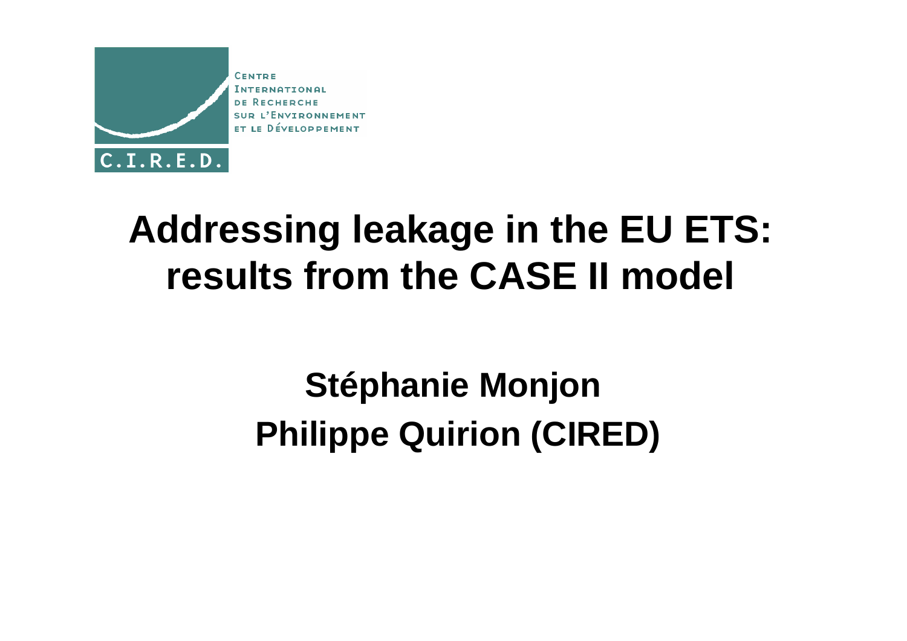CENTRE INTERNATIONAL DE RECHERCHE SUR L'ENVIRONNEMENT ET LE DÉVELOPPEMENT

C.I.R.E.D.

# Addressing leakage in the EU ETS: results from the CASE II model

**Stéphanie Monjon**

**Philippe Quirion (CIRED)**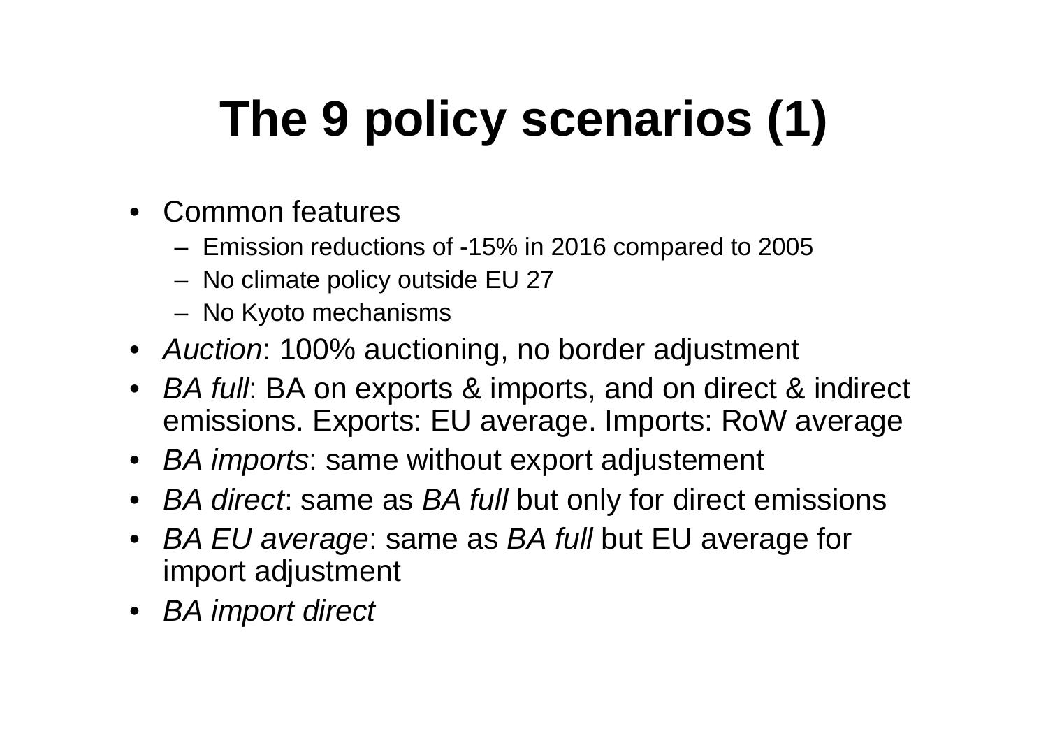# The 9 policy scenarios (1)

- Common features
  - Emission reductions of -15% in 2016 compared to 2005
  - No climate policy outside EU 27
  - No Kyoto mechanisms
- *Auction*: 100% auctioning, no border adjustment
- *BA full*: BA on exports & imports, and on direct & indirect emissions. Exports: EU average. Imports: RoW average
- *BA imports*: same without export adjustement
- *BA direct*: same as *BA full* but only for direct emissions
- *BA EU average*: same as *BA full* but EU average for import adjustment
- *BA import direct*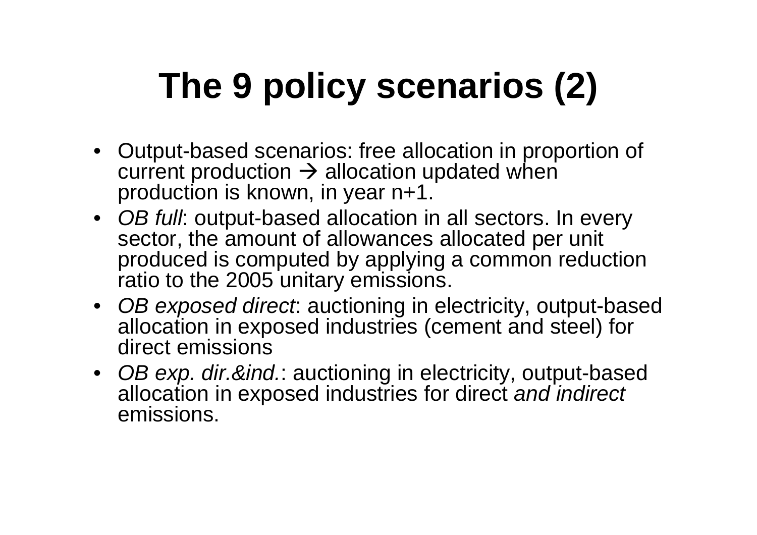# The 9 policy scenarios (2)

- Output-based scenarios: free allocation in proportion of current production → allocation updated when production is known, in year n+1.
- *OB full*: output-based allocation in all sectors. In every sector, the amount of allowances allocated per unit produced is computed by applying a common reduction ratio to the 2005 unitary emissions.
- *OB exposed direct*: auctioning in electricity, output-based allocation in exposed industries (cement and steel) for direct emissions
- *OB exp. dir.&ind.*: auctioning in electricity, output-based allocation in exposed industries for direct *and indirect* emissions.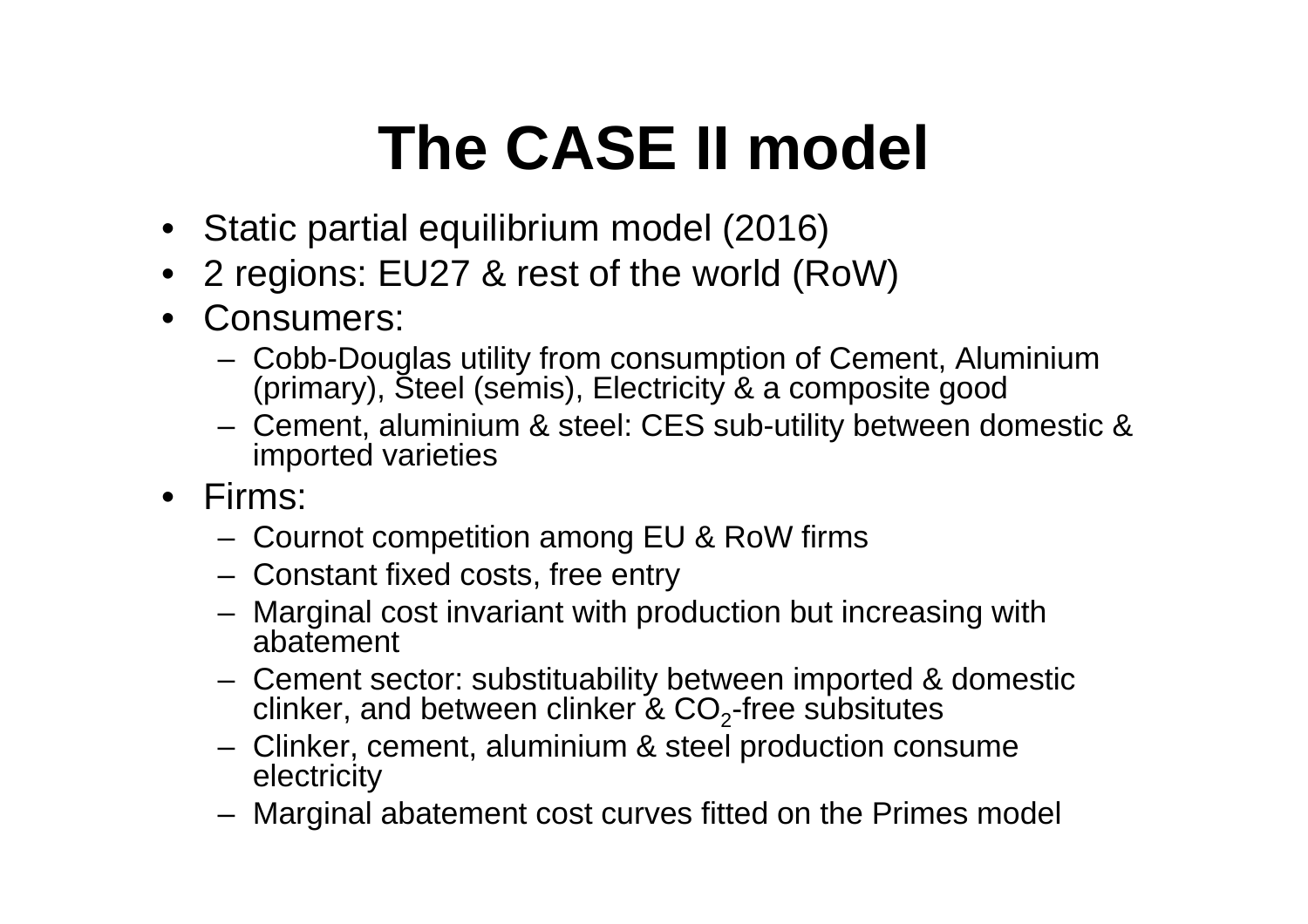# The CASE II model

- Static partial equilibrium model (2016)
- 2 regions: EU27 & rest of the world (RoW)
- Consumers:
  - Cobb-Douglas utility from consumption of Cement, Aluminium (primary), Steel (semis), Electricity & a composite good
  - Cement, aluminium & steel: CES sub-utility between domestic & imported varieties
- Firms:
  - Cournot competition among EU & RoW firms
  - Constant fixed costs, free entry
  - Marginal cost invariant with production but increasing with abatement
  - Cement sector: substituability between imported & domestic clinker, and between clinker & $CO_2$-free subsitutes
  - Clinker, cement, aluminium & steel production consume electricity
  - Marginal abatement cost curves fitted on the Primes model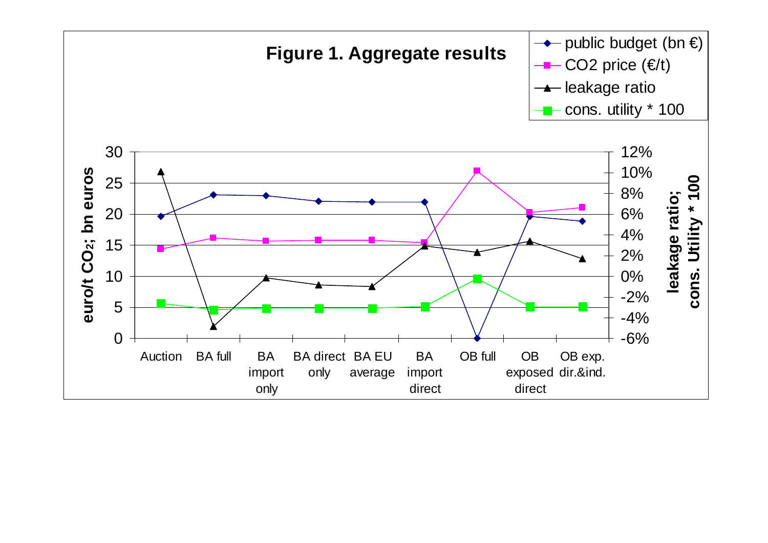**Figure 1. Aggregate results**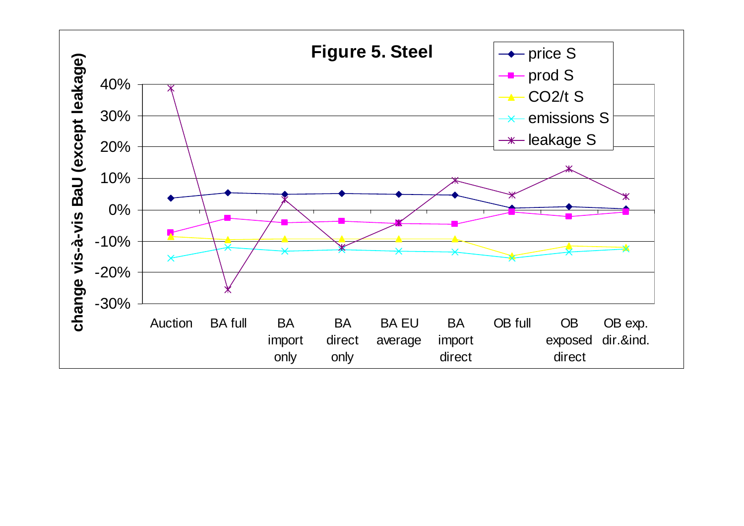**Figure 5. Steel**

change vis-à-vis BaU (except leakage)

40%
30%
20%
10%
0%
-10%
-20%
-30%

Auction | BA full | BA import only | BA direct only | BA EU average | BA import direct | OB full | OB exposed direct | OB exp. dir.&ind.

- price S
- prod S
- $CO_2$/t S
- emissions S
- leakage S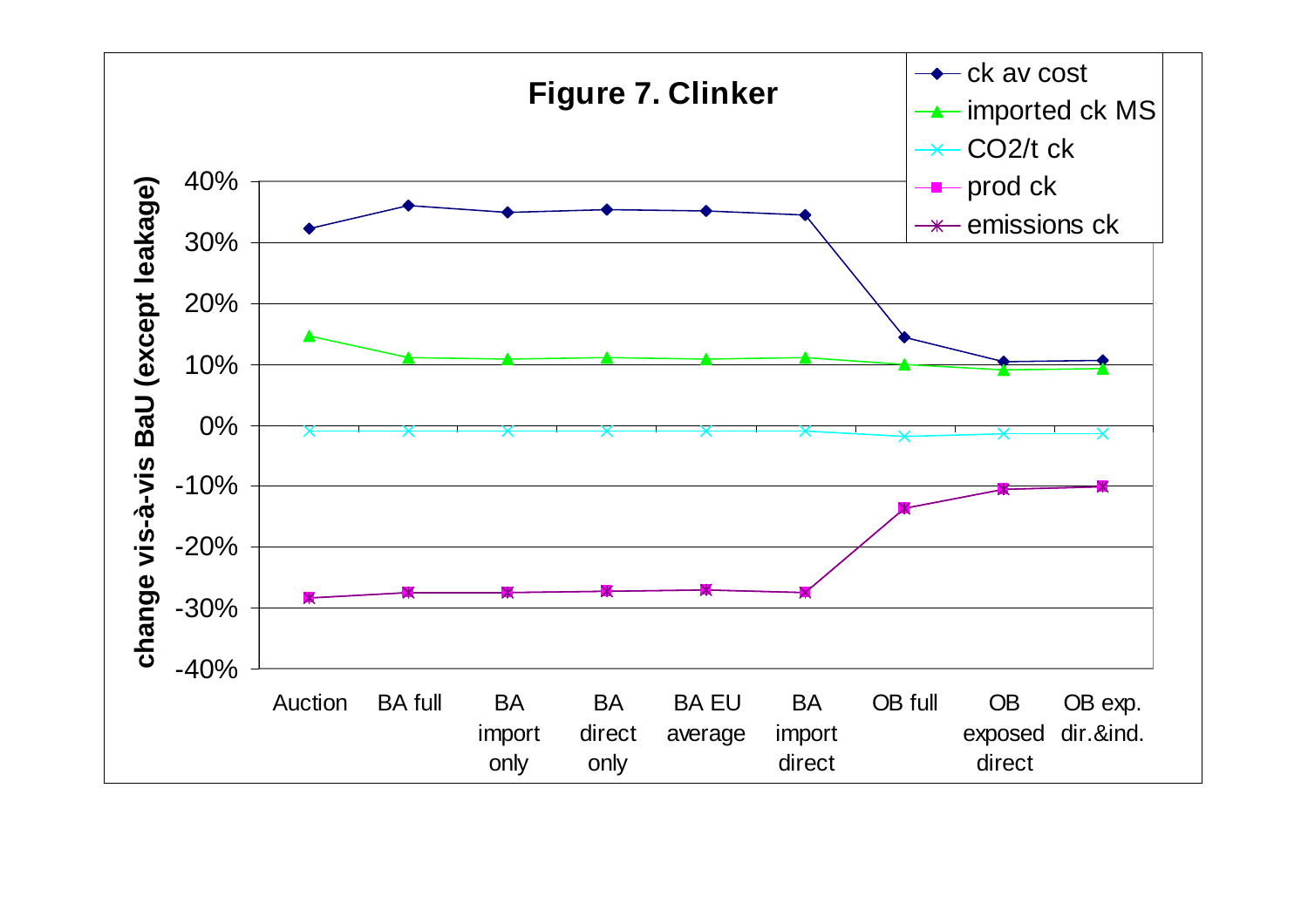**Figure 7. Clinker**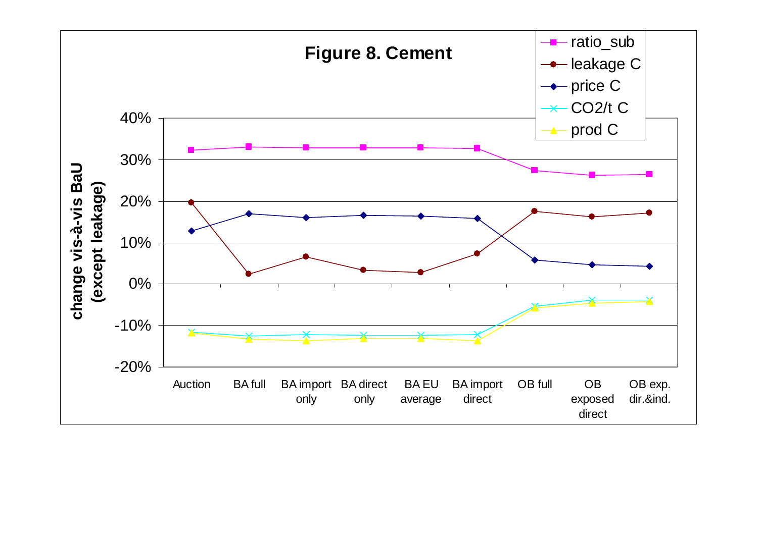**Figure 8. Cement**

| | Auction | BA full | BA import only | BA direct only | BA EU average | BA import direct | OB full | OB exposed direct | OB exp. dir.&ind. |
|---|---|---|---|---|---|---|---|---|---|
| ratio_sub | 32% | 33% | 33% | 33% | 33% | 33% | 27.5% | 26% | 26.5% |
| leakage C | 20% | 2.5% | 6.5% | 3.5% | 3% | 7.5% | 17.5% | 16% | 17% |
| price C | 13% | 17% | 16% | 16.5% | 16.5% | 16% | 6% | 4.5% | 4.5% |
| CO2/t C | -11.5% | -12.5% | -12% | -12.5% | -12.5% | -12% | -5.5% | -4% | -4% |
| prod C | -12% | -13.5% | -13.5% | -13% | -13% | -13.5% | -6% | -4.5% | -4.5% |

Y-axis: change vis-à-vis BaU (except leakage)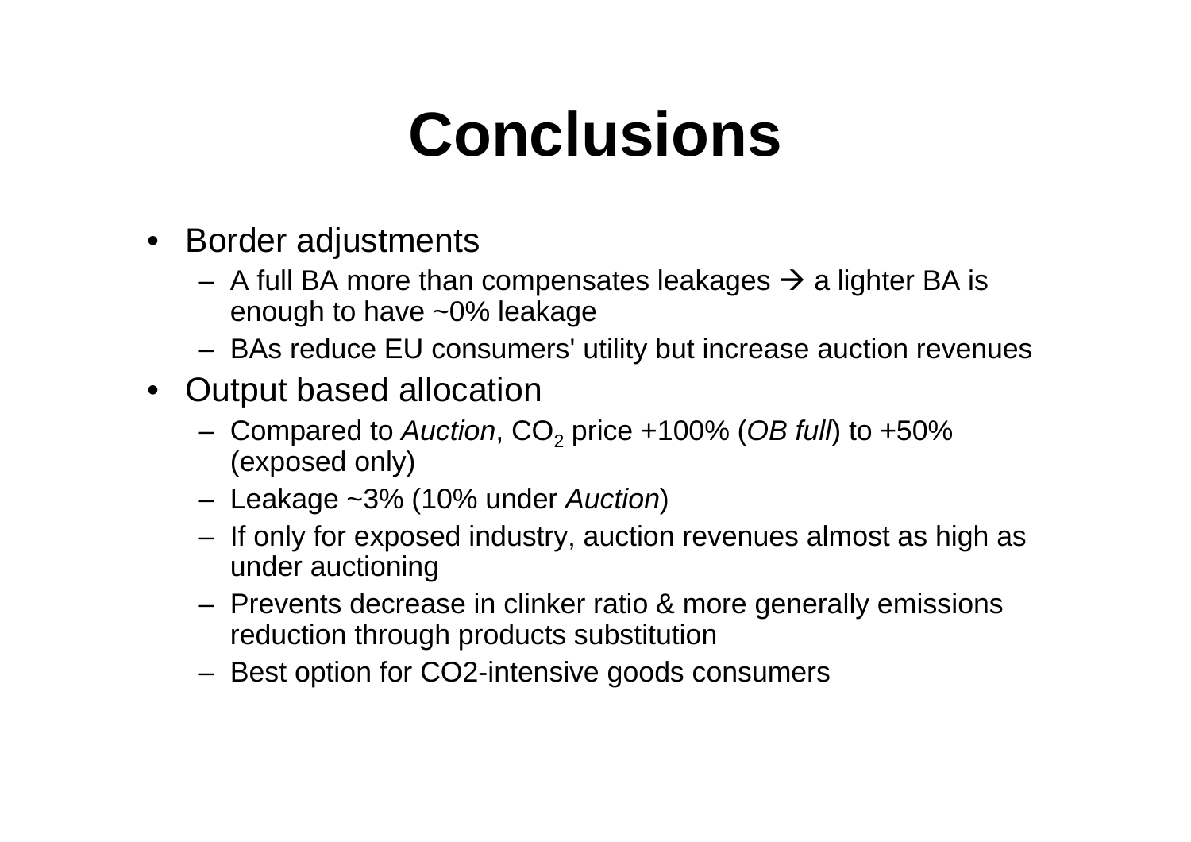# Conclusions

- Border adjustments
  - A full BA more than compensates leakages → a lighter BA is enough to have ~0% leakage
  - BAs reduce EU consumers' utility but increase auction revenues
- Output based allocation
  - Compared to *Auction*, $CO_2$ price +100% (*OB full*) to +50% (exposed only)
  - Leakage ~3% (10% under *Auction*)
  - If only for exposed industry, auction revenues almost as high as under auctioning
  - Prevents decrease in clinker ratio & more generally emissions reduction through products substitution
  - Best option for CO2-intensive goods consumers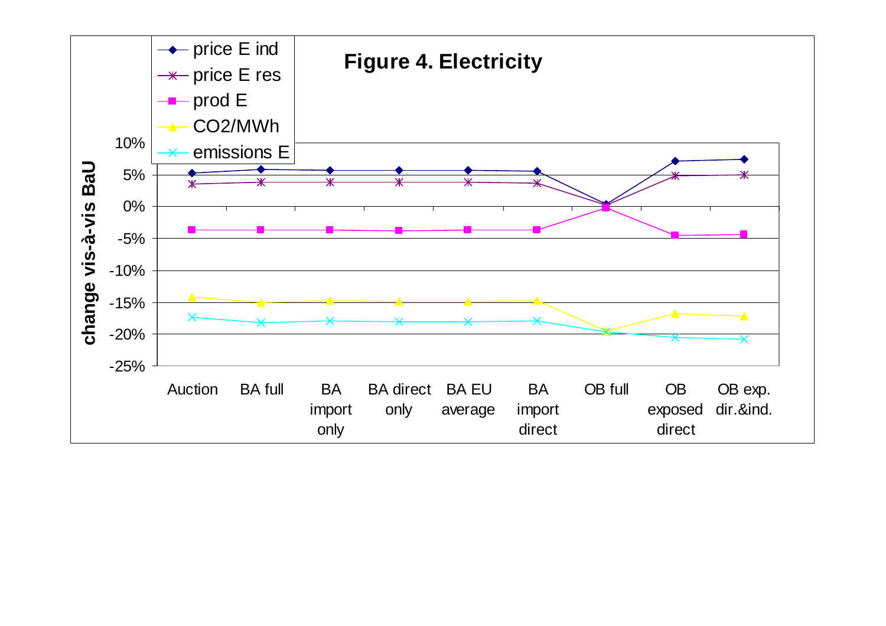**Figure 4. Electricity**

| | Auction | BA full | BA import only | BA direct only | BA EU average | BA import direct | OB full | OB exposed direct | OB exp. dir.&ind. |
|---|---|---|---|---|---|---|---|---|---|
| price E ind | 5.3% | 5.8% | 5.7% | 5.7% | 5.7% | 5.6% | 0.4% | 7.1% | 7.4% |
| price E res | 3.5% | 3.8% | 3.8% | 3.8% | 3.8% | 3.7% | 0.2% | 4.8% | 5.0% |
| prod E | -3.7% | -3.7% | -3.7% | -3.8% | -3.7% | -3.7% | -0.2% | -4.5% | -4.4% |
| CO2/MWh | -14.2% | -15.0% | -14.7% | -14.8% | -14.8% | -14.7% | -19.5% | -16.8% | -17.2% |
| emissions E | -17.4% | -18.2% | -17.9% | -18.1% | -18.1% | -17.9% | -19.7% | -20.5% | -20.8% |

*Y-axis: change vis-à-vis BaU (values approximate, read from chart)*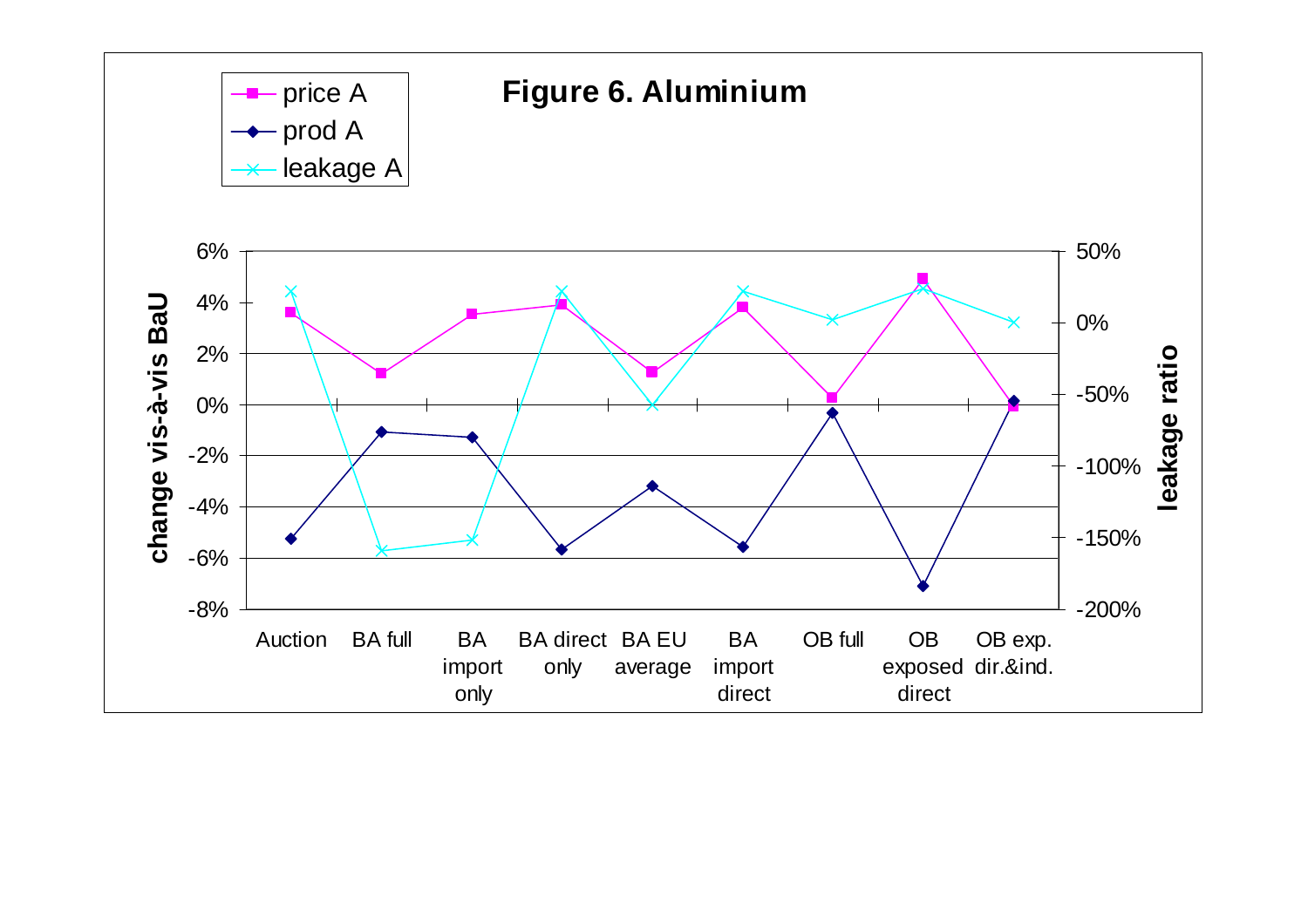**Figure 6. Aluminium**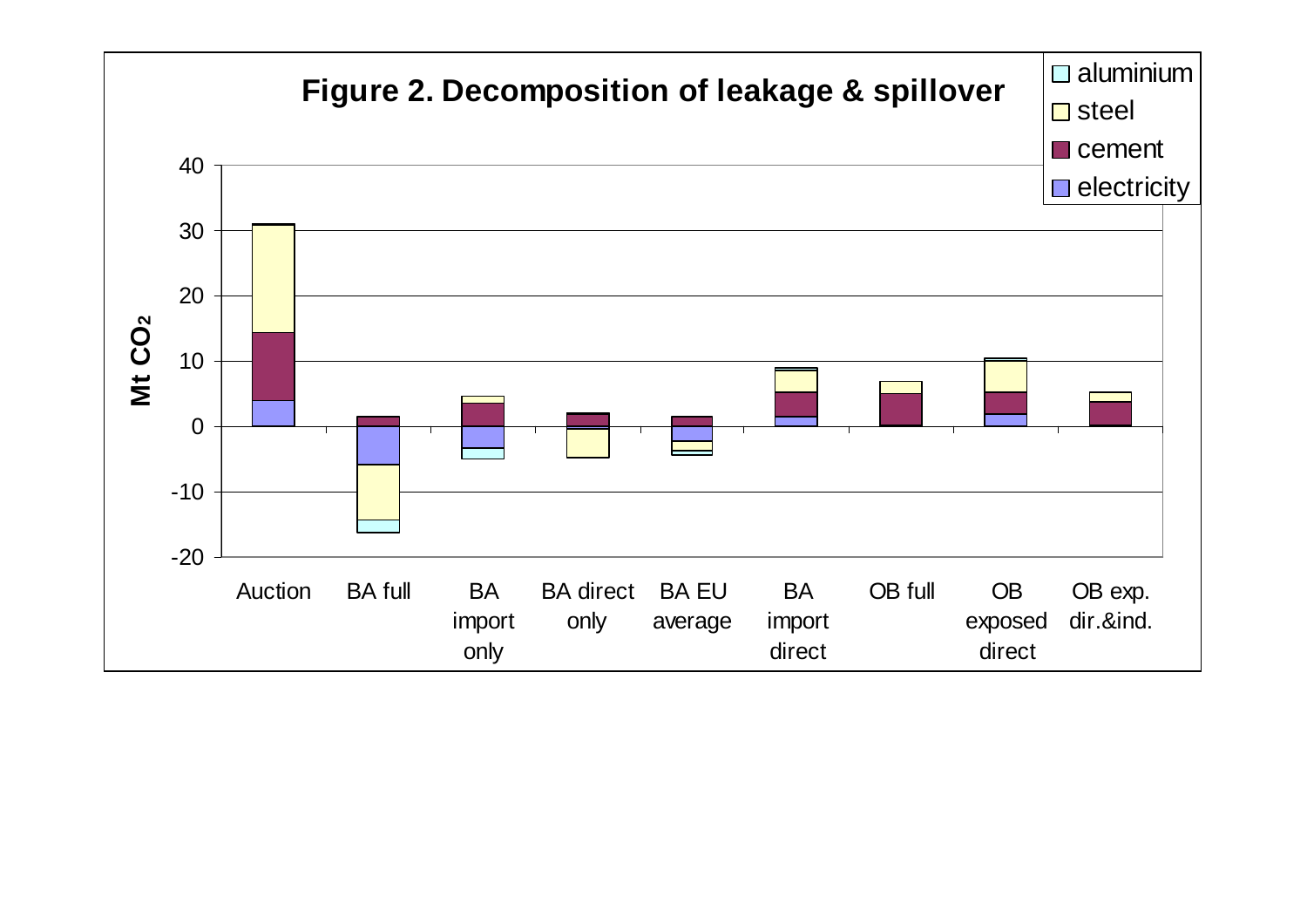**Figure 2. Decomposition of leakage & spillover**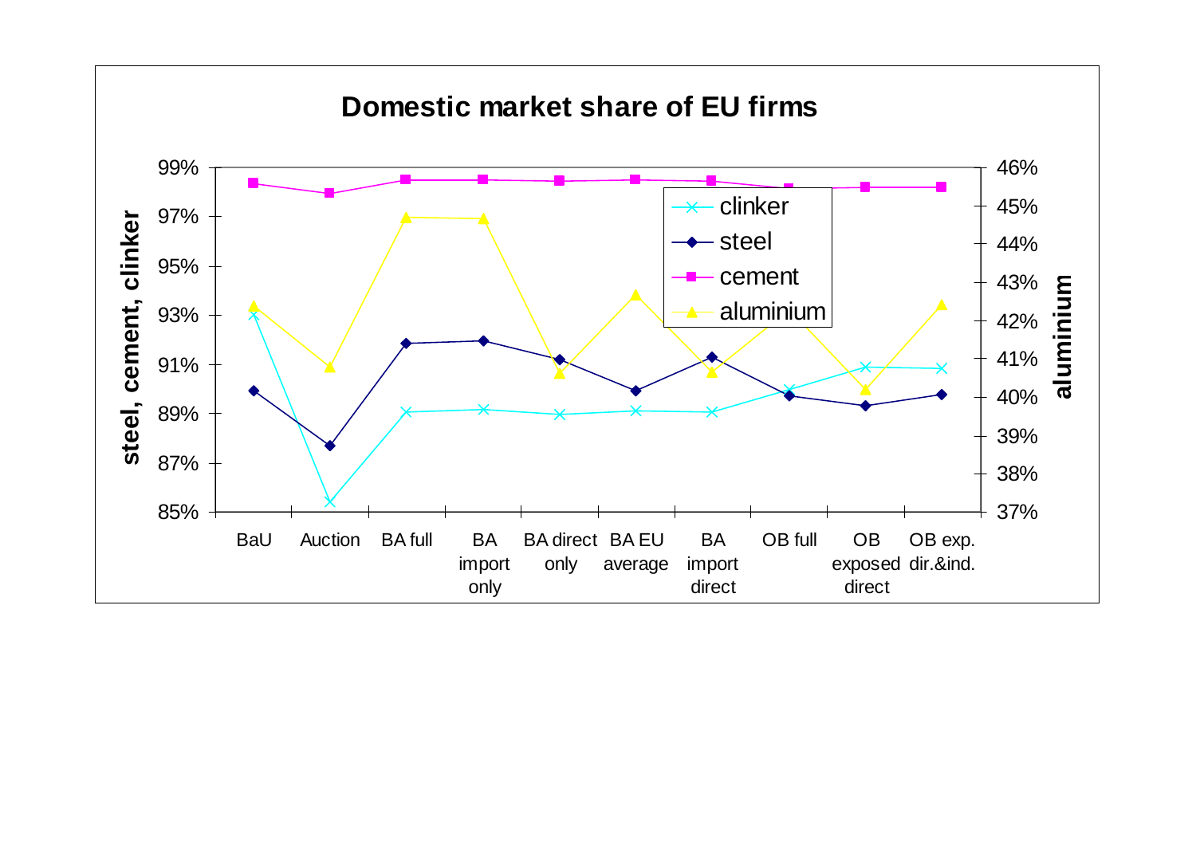Domestic market share of EU firms

steel, cement, clinker

99%
97%
95%
93%
91%
89%
87%
85%

aluminium

46%
45%
44%
43%
42%
41%
40%
39%
38%
37%

clinker
steel
cement
aluminium

BaU
Auction
BA full
BA import only
BA direct only
BA EU average
BA import direct
OB full
OB exposed direct
OB exp. dir.&ind.